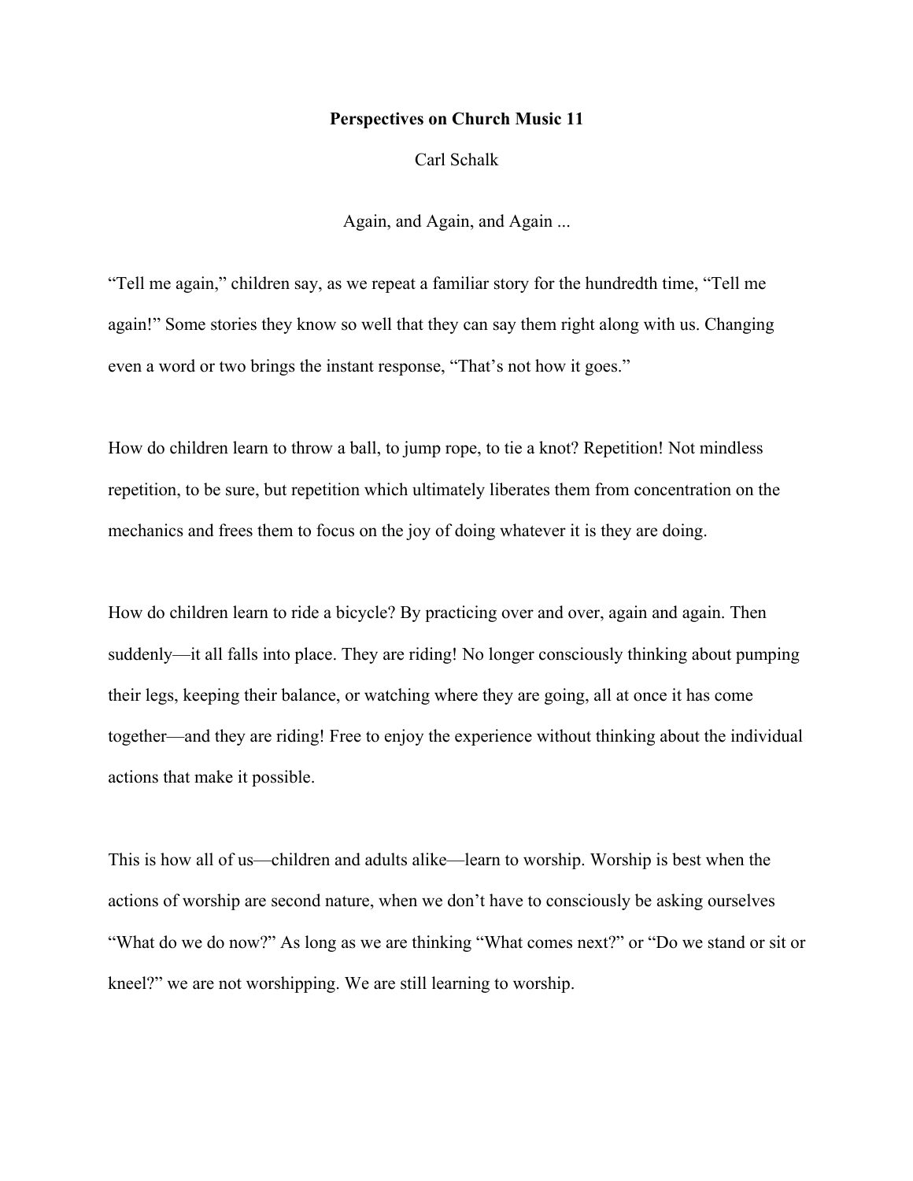# Perspectives on Church Music 11

Carl Schalk

Again, and Again, and Again ...

"Tell me again," children say, as we repeat a familiar story for the hundredth time, "Tell me again!" Some stories they know so well that they can say them right along with us. Changing even a word or two brings the instant response, "That's not how it goes."

How do children learn to throw a ball, to jump rope, to tie a knot? Repetition! Not mindless repetition, to be sure, but repetition which ultimately liberates them from concentration on the mechanics and frees them to focus on the joy of doing whatever it is they are doing.

How do children learn to ride a bicycle? By practicing over and over, again and again. Then suddenly—it all falls into place. They are riding! No longer consciously thinking about pumping their legs, keeping their balance, or watching where they are going, all at once it has come together—and they are riding! Free to enjoy the experience without thinking about the individual actions that make it possible.

This is how all of us—children and adults alike—learn to worship. Worship is best when the actions of worship are second nature, when we don't have to consciously be asking ourselves "What do we do now?" As long as we are thinking "What comes next?" or "Do we stand or sit or kneel?" we are not worshipping. We are still learning to worship.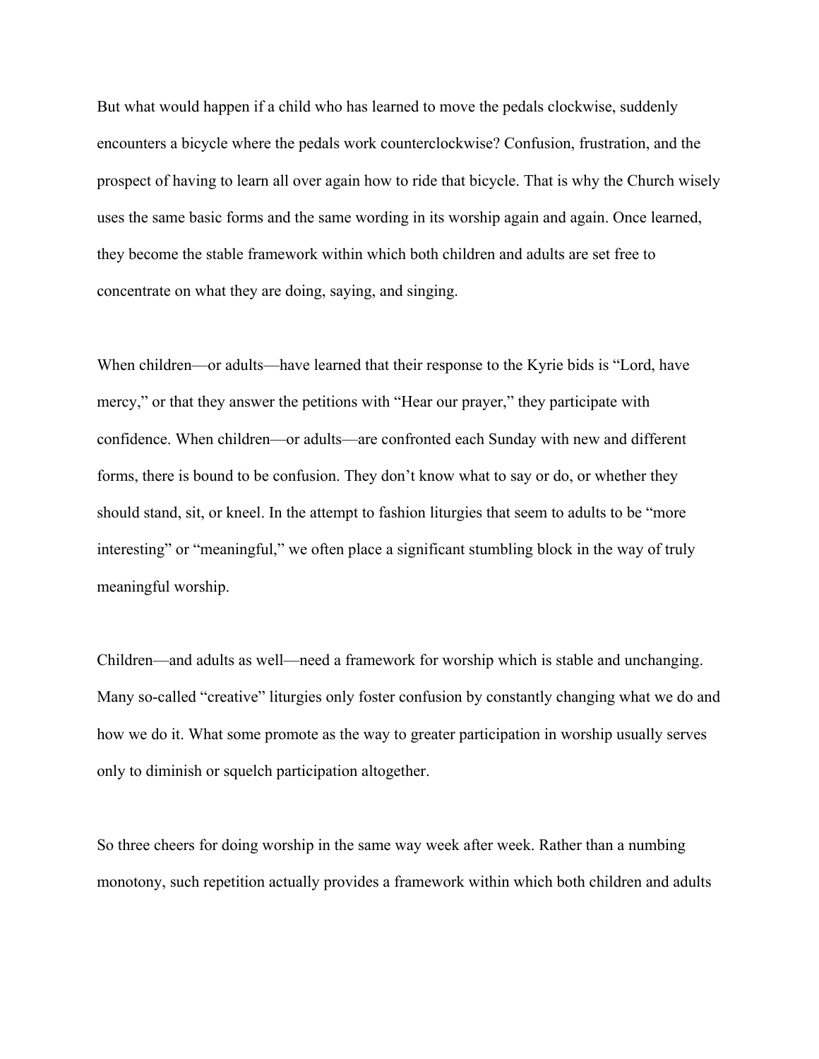But what would happen if a child who has learned to move the pedals clockwise, suddenly encounters a bicycle where the pedals work counterclockwise? Confusion, frustration, and the prospect of having to learn all over again how to ride that bicycle. That is why the Church wisely uses the same basic forms and the same wording in its worship again and again. Once learned, they become the stable framework within which both children and adults are set free to concentrate on what they are doing, saying, and singing.

When children—or adults—have learned that their response to the Kyrie bids is "Lord, have mercy," or that they answer the petitions with "Hear our prayer," they participate with confidence. When children—or adults—are confronted each Sunday with new and different forms, there is bound to be confusion. They don't know what to say or do, or whether they should stand, sit, or kneel. In the attempt to fashion liturgies that seem to adults to be "more interesting" or "meaningful," we often place a significant stumbling block in the way of truly meaningful worship.

Children—and adults as well—need a framework for worship which is stable and unchanging. Many so-called "creative" liturgies only foster confusion by constantly changing what we do and how we do it. What some promote as the way to greater participation in worship usually serves only to diminish or squelch participation altogether.

So three cheers for doing worship in the same way week after week. Rather than a numbing monotony, such repetition actually provides a framework within which both children and adults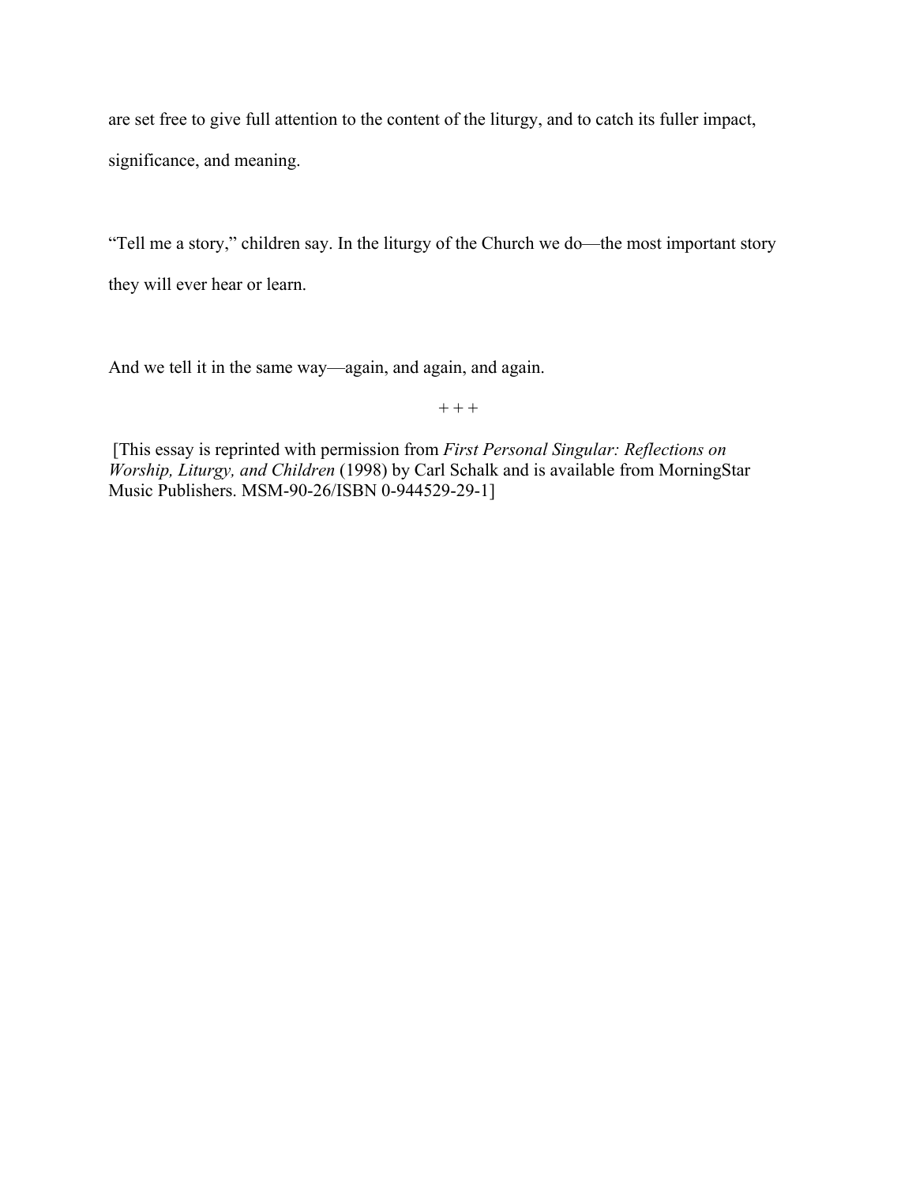are set free to give full attention to the content of the liturgy, and to catch its fuller impact, significance, and meaning.

"Tell me a story," children say. In the liturgy of the Church we do—the most important story they will ever hear or learn.

And we tell it in the same way—again, and again, and again.

+ + +

[This essay is reprinted with permission from *First Personal Singular: Reflections on Worship, Liturgy, and Children* (1998) by Carl Schalk and is available from MorningStar Music Publishers. MSM-90-26/ISBN 0-944529-29-1]